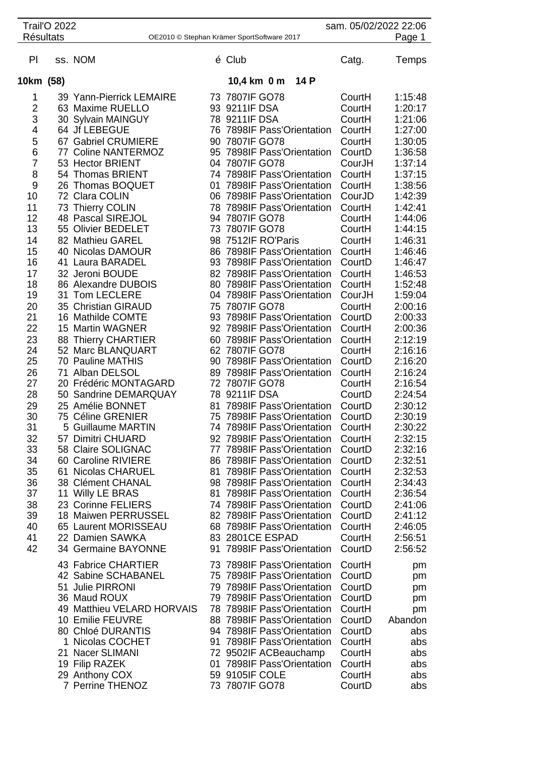Trail'O 2022 — Résultats — OE2010 © Stephan Krämer SportSoftware 2017 — sam. 05/02/2022 22:06

| Pl | ss. | NOM | é | Club | Catg. | Temps |
|---|---|---|---|---|---|---|
| **10km (58)** | | | | **10,4 km 0 m 14 P** | | |
| 1 | 39 | Yann-Pierrick LEMAIRE | 73 | 7807IF GO78 | CourtH | 1:15:48 |
| 2 | 63 | Maxime RUELLO | 93 | 9211IF DSA | CourtH | 1:20:17 |
| 3 | 30 | Sylvain MAINGUY | 78 | 9211IF DSA | CourtH | 1:21:06 |
| 4 | 64 | Jf LEBEGUE | 76 | 7898IF Pass'Orientation | CourtH | 1:27:00 |
| 5 | 67 | Gabriel CRUMIERE | 90 | 7807IF GO78 | CourtH | 1:30:05 |
| 6 | 77 | Coline NANTERMOZ | 95 | 7898IF Pass'Orientation | CourtD | 1:36:58 |
| 7 | 53 | Hector BRIENT | 04 | 7807IF GO78 | CourJH | 1:37:14 |
| 8 | 54 | Thomas BRIENT | 74 | 7898IF Pass'Orientation | CourtH | 1:37:15 |
| 9 | 26 | Thomas BOQUET | 01 | 7898IF Pass'Orientation | CourtH | 1:38:56 |
| 10 | 72 | Clara COLIN | 06 | 7898IF Pass'Orientation | CourJD | 1:42:39 |
| 11 | 73 | Thierry COLIN | 78 | 7898IF Pass'Orientation | CourtH | 1:42:41 |
| 12 | 48 | Pascal SIREJOL | 94 | 7807IF GO78 | CourtH | 1:44:06 |
| 13 | 55 | Olivier BEDELET | 73 | 7807IF GO78 | CourtH | 1:44:15 |
| 14 | 82 | Mathieu GAREL | 98 | 7512IF RO'Paris | CourtH | 1:46:31 |
| 15 | 40 | Nicolas DAMOUR | 86 | 7898IF Pass'Orientation | CourtH | 1:46:46 |
| 16 | 41 | Laura BARADEL | 93 | 7898IF Pass'Orientation | CourtD | 1:46:47 |
| 17 | 32 | Jeroni BOUDE | 82 | 7898IF Pass'Orientation | CourtH | 1:46:53 |
| 18 | 86 | Alexandre DUBOIS | 80 | 7898IF Pass'Orientation | CourtH | 1:52:48 |
| 19 | 31 | Tom LECLERE | 04 | 7898IF Pass'Orientation | CourJH | 1:59:04 |
| 20 | 35 | Christian GIRAUD | 75 | 7807IF GO78 | CourtH | 2:00:16 |
| 21 | 16 | Mathilde COMTE | 93 | 7898IF Pass'Orientation | CourtD | 2:00:33 |
| 22 | 15 | Martin WAGNER | 92 | 7898IF Pass'Orientation | CourtH | 2:00:36 |
| 23 | 88 | Thierry CHARTIER | 60 | 7898IF Pass'Orientation | CourtH | 2:12:19 |
| 24 | 52 | Marc BLANQUART | 62 | 7807IF GO78 | CourtH | 2:16:16 |
| 25 | 70 | Pauline MATHIS | 90 | 7898IF Pass'Orientation | CourtD | 2:16:20 |
| 26 | 71 | Alban DELSOL | 89 | 7898IF Pass'Orientation | CourtH | 2:16:24 |
| 27 | 20 | Frédéric MONTAGARD | 72 | 7807IF GO78 | CourtH | 2:16:54 |
| 28 | 50 | Sandrine DEMARQUAY | 78 | 9211IF DSA | CourtD | 2:24:54 |
| 29 | 25 | Amélie BONNET | 81 | 7898IF Pass'Orientation | CourtD | 2:30:12 |
| 30 | 75 | Céline GRENIER | 75 | 7898IF Pass'Orientation | CourtD | 2:30:19 |
| 31 | 5 | Guillaume MARTIN | 74 | 7898IF Pass'Orientation | CourtH | 2:30:22 |
| 32 | 57 | Dimitri CHUARD | 92 | 7898IF Pass'Orientation | CourtH | 2:32:15 |
| 33 | 58 | Claire SOLIGNAC | 77 | 7898IF Pass'Orientation | CourtD | 2:32:16 |
| 34 | 60 | Caroline RIVIERE | 86 | 7898IF Pass'Orientation | CourtD | 2:32:51 |
| 35 | 61 | Nicolas CHARUEL | 81 | 7898IF Pass'Orientation | CourtH | 2:32:53 |
| 36 | 38 | Clément CHANAL | 98 | 7898IF Pass'Orientation | CourtH | 2:34:43 |
| 37 | 11 | Willy LE BRAS | 81 | 7898IF Pass'Orientation | CourtH | 2:36:54 |
| 38 | 23 | Corinne FELIERS | 74 | 7898IF Pass'Orientation | CourtD | 2:41:06 |
| 39 | 18 | Maiwen PERRUSSEL | 82 | 7898IF Pass'Orientation | CourtD | 2:41:12 |
| 40 | 65 | Laurent MORISSEAU | 68 | 7898IF Pass'Orientation | CourtH | 2:46:05 |
| 41 | 22 | Damien SAWKA | 83 | 2801CE ESPAD | CourtH | 2:56:51 |
| 42 | 34 | Germaine BAYONNE | 91 | 7898IF Pass'Orientation | CourtD | 2:56:52 |
| | 43 | Fabrice CHARTIER | 73 | 7898IF Pass'Orientation | CourtH | pm |
| | 42 | Sabine SCHABANEL | 75 | 7898IF Pass'Orientation | CourtD | pm |
| | 51 | Julie PIRRONI | 79 | 7898IF Pass'Orientation | CourtD | pm |
| | 36 | Maud ROUX | 79 | 7898IF Pass'Orientation | CourtD | pm |
| | 49 | Matthieu VELARD HORVAIS | 78 | 7898IF Pass'Orientation | CourtH | pm |
| | 10 | Emilie FEUVRE | 88 | 7898IF Pass'Orientation | CourtD | Abandon |
| | 80 | Chloé DURANTIS | 94 | 7898IF Pass'Orientation | CourtD | abs |
| | 1 | Nicolas COCHET | 91 | 7898IF Pass'Orientation | CourtH | abs |
| | 21 | Nacer SLIMANI | 72 | 9502IF ACBeauchamp | CourtH | abs |
| | 19 | Filip RAZEK | 01 | 7898IF Pass'Orientation | CourtH | abs |
| | 29 | Anthony COX | 59 | 9105IF COLE | CourtH | abs |
| | 7 | Perrine THENOZ | 73 | 7807IF GO78 | CourtD | abs |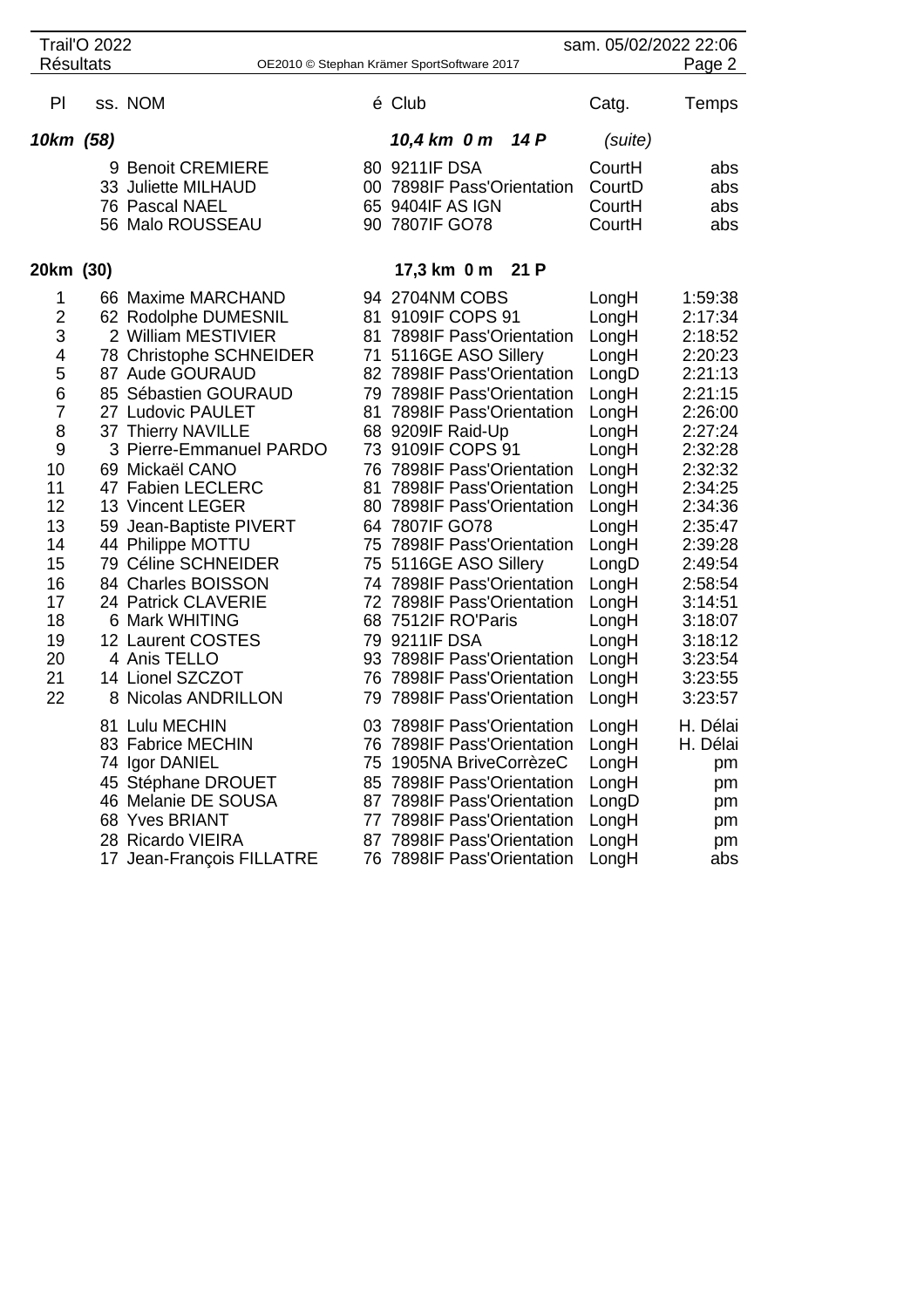| Pl | ss. | NOM | é | Club | Catg. | Temps |
|---|---|---|---|---|---|---|
| ***10km (58)*** | | | | ***10,4 km 0 m 14 P*** | *(suite)* | |
| | 9 | Benoit CREMIERE | 80 | 9211IF DSA | CourtH | abs |
| | 33 | Juliette MILHAUD | 00 | 7898IF Pass'Orientation | CourtD | abs |
| | 76 | Pascal NAEL | 65 | 9404IF AS IGN | CourtH | abs |
| | 56 | Malo ROUSSEAU | 90 | 7807IF GO78 | CourtH | abs |
| **20km (30)** | | | | **17,3 km 0 m 21 P** | | |
| 1 | 66 | Maxime MARCHAND | 94 | 2704NM COBS | LongH | 1:59:38 |
| 2 | 62 | Rodolphe DUMESNIL | 81 | 9109IF COPS 91 | LongH | 2:17:34 |
| 3 | 2 | William MESTIVIER | 81 | 7898IF Pass'Orientation | LongH | 2:18:52 |
| 4 | 78 | Christophe SCHNEIDER | 71 | 5116GE ASO Sillery | LongH | 2:20:23 |
| 5 | 87 | Aude GOURAUD | 82 | 7898IF Pass'Orientation | LongD | 2:21:13 |
| 6 | 85 | Sébastien GOURAUD | 79 | 7898IF Pass'Orientation | LongH | 2:21:15 |
| 7 | 27 | Ludovic PAULET | 81 | 7898IF Pass'Orientation | LongH | 2:26:00 |
| 8 | 37 | Thierry NAVILLE | 68 | 9209IF Raid-Up | LongH | 2:27:24 |
| 9 | 3 | Pierre-Emmanuel PARDO | 73 | 9109IF COPS 91 | LongH | 2:32:28 |
| 10 | 69 | Mickaël CANO | 76 | 7898IF Pass'Orientation | LongH | 2:32:32 |
| 11 | 47 | Fabien LECLERC | 81 | 7898IF Pass'Orientation | LongH | 2:34:25 |
| 12 | 13 | Vincent LEGER | 80 | 7898IF Pass'Orientation | LongH | 2:34:36 |
| 13 | 59 | Jean-Baptiste PIVERT | 64 | 7807IF GO78 | LongH | 2:35:47 |
| 14 | 44 | Philippe MOTTU | 75 | 7898IF Pass'Orientation | LongH | 2:39:28 |
| 15 | 79 | Céline SCHNEIDER | 75 | 5116GE ASO Sillery | LongD | 2:49:54 |
| 16 | 84 | Charles BOISSON | 74 | 7898IF Pass'Orientation | LongH | 2:58:54 |
| 17 | 24 | Patrick CLAVERIE | 72 | 7898IF Pass'Orientation | LongH | 3:14:51 |
| 18 | 6 | Mark WHITING | 68 | 7512IF RO'Paris | LongH | 3:18:07 |
| 19 | 12 | Laurent COSTES | 79 | 9211IF DSA | LongH | 3:18:12 |
| 20 | 4 | Anis TELLO | 93 | 7898IF Pass'Orientation | LongH | 3:23:54 |
| 21 | 14 | Lionel SZCZOT | 76 | 7898IF Pass'Orientation | LongH | 3:23:55 |
| 22 | 8 | Nicolas ANDRILLON | 79 | 7898IF Pass'Orientation | LongH | 3:23:57 |
| | 81 | Lulu MECHIN | 03 | 7898IF Pass'Orientation | LongH | H. Délai |
| | 83 | Fabrice MECHIN | 76 | 7898IF Pass'Orientation | LongH | H. Délai |
| | 74 | Igor DANIEL | 75 | 1905NA BriveCorrèzeC | LongH | pm |
| | 45 | Stéphane DROUET | 85 | 7898IF Pass'Orientation | LongH | pm |
| | 46 | Melanie DE SOUSA | 87 | 7898IF Pass'Orientation | LongD | pm |
| | 68 | Yves BRIANT | 77 | 7898IF Pass'Orientation | LongH | pm |
| | 28 | Ricardo VIEIRA | 87 | 7898IF Pass'Orientation | LongH | pm |
| | 17 | Jean-François FILLATRE | 76 | 7898IF Pass'Orientation | LongH | abs |